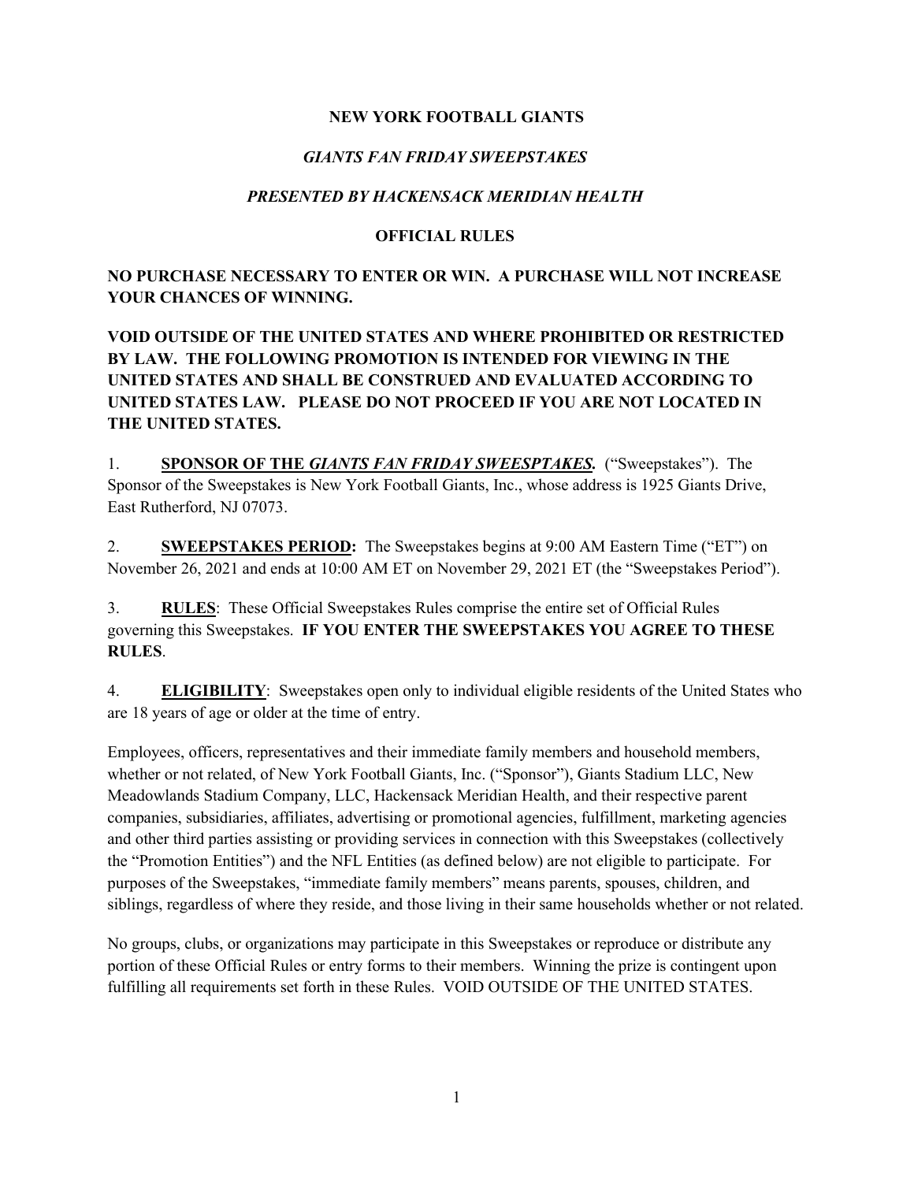**NEW YORK FOOTBALL GIANTS**

***GIANTS FAN FRIDAY SWEEPSTAKES***

***PRESENTED BY HACKENSACK MERIDIAN HEALTH***

**OFFICIAL RULES**

**NO PURCHASE NECESSARY TO ENTER OR WIN. A PURCHASE WILL NOT INCREASE YOUR CHANCES OF WINNING.**

**VOID OUTSIDE OF THE UNITED STATES AND WHERE PROHIBITED OR RESTRICTED BY LAW. THE FOLLOWING PROMOTION IS INTENDED FOR VIEWING IN THE UNITED STATES AND SHALL BE CONSTRUED AND EVALUATED ACCORDING TO UNITED STATES LAW. PLEASE DO NOT PROCEED IF YOU ARE NOT LOCATED IN THE UNITED STATES.**

1. **SPONSOR OF THE *GIANTS FAN FRIDAY SWEEPSTAKES.*** ("Sweepstakes"). The Sponsor of the Sweepstakes is New York Football Giants, Inc., whose address is 1925 Giants Drive, East Rutherford, NJ 07073.

2. **SWEEPSTAKES PERIOD:** The Sweepstakes begins at 9:00 AM Eastern Time ("ET") on November 26, 2021 and ends at 10:00 AM ET on November 29, 2021 ET (the "Sweepstakes Period").

3. **RULES**: These Official Sweepstakes Rules comprise the entire set of Official Rules governing this Sweepstakes. **IF YOU ENTER THE SWEEPSTAKES YOU AGREE TO THESE RULES**.

4. **ELIGIBILITY**: Sweepstakes open only to individual eligible residents of the United States who are 18 years of age or older at the time of entry.

Employees, officers, representatives and their immediate family members and household members, whether or not related, of New York Football Giants, Inc. ("Sponsor"), Giants Stadium LLC, New Meadowlands Stadium Company, LLC, Hackensack Meridian Health, and their respective parent companies, subsidiaries, affiliates, advertising or promotional agencies, fulfillment, marketing agencies and other third parties assisting or providing services in connection with this Sweepstakes (collectively the "Promotion Entities") and the NFL Entities (as defined below) are not eligible to participate. For purposes of the Sweepstakes, "immediate family members" means parents, spouses, children, and siblings, regardless of where they reside, and those living in their same households whether or not related.

No groups, clubs, or organizations may participate in this Sweepstakes or reproduce or distribute any portion of these Official Rules or entry forms to their members. Winning the prize is contingent upon fulfilling all requirements set forth in these Rules. VOID OUTSIDE OF THE UNITED STATES.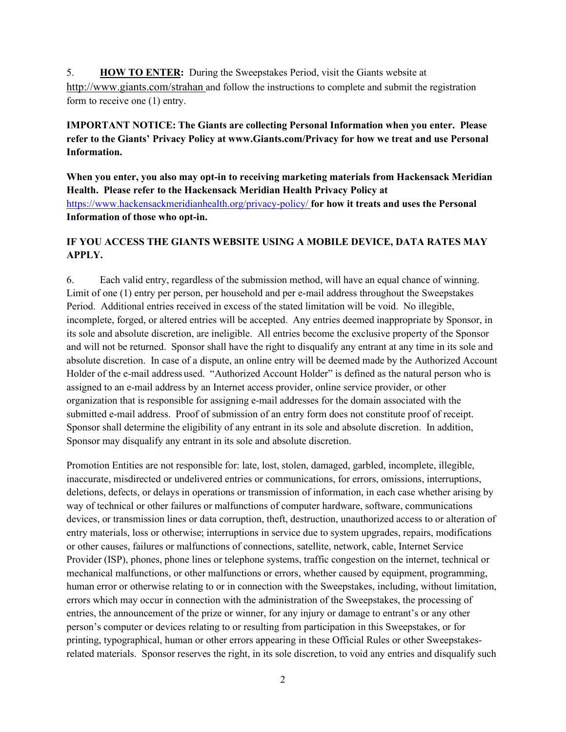5. **HOW TO ENTER:** During the Sweepstakes Period, visit the Giants website at http://www.giants.com/strahan and follow the instructions to complete and submit the registration form to receive one (1) entry.

**IMPORTANT NOTICE: The Giants are collecting Personal Information when you enter. Please refer to the Giants' Privacy Policy at www.Giants.com/Privacy for how we treat and use Personal Information.**

**When you enter, you also may opt-in to receiving marketing materials from Hackensack Meridian Health. Please refer to the Hackensack Meridian Health Privacy Policy at** https://www.hackensackmeridianhealth.org/privacy-policy/ **for how it treats and uses the Personal Information of those who opt-in.**

**IF YOU ACCESS THE GIANTS WEBSITE USING A MOBILE DEVICE, DATA RATES MAY APPLY.**

6. Each valid entry, regardless of the submission method, will have an equal chance of winning. Limit of one (1) entry per person, per household and per e-mail address throughout the Sweepstakes Period. Additional entries received in excess of the stated limitation will be void. No illegible, incomplete, forged, or altered entries will be accepted. Any entries deemed inappropriate by Sponsor, in its sole and absolute discretion, are ineligible. All entries become the exclusive property of the Sponsor and will not be returned. Sponsor shall have the right to disqualify any entrant at any time in its sole and absolute discretion. In case of a dispute, an online entry will be deemed made by the Authorized Account Holder of the e-mail address used. "Authorized Account Holder" is defined as the natural person who is assigned to an e-mail address by an Internet access provider, online service provider, or other organization that is responsible for assigning e-mail addresses for the domain associated with the submitted e-mail address. Proof of submission of an entry form does not constitute proof of receipt. Sponsor shall determine the eligibility of any entrant in its sole and absolute discretion. In addition, Sponsor may disqualify any entrant in its sole and absolute discretion.

Promotion Entities are not responsible for: late, lost, stolen, damaged, garbled, incomplete, illegible, inaccurate, misdirected or undelivered entries or communications, for errors, omissions, interruptions, deletions, defects, or delays in operations or transmission of information, in each case whether arising by way of technical or other failures or malfunctions of computer hardware, software, communications devices, or transmission lines or data corruption, theft, destruction, unauthorized access to or alteration of entry materials, loss or otherwise; interruptions in service due to system upgrades, repairs, modifications or other causes, failures or malfunctions of connections, satellite, network, cable, Internet Service Provider (ISP), phones, phone lines or telephone systems, traffic congestion on the internet, technical or mechanical malfunctions, or other malfunctions or errors, whether caused by equipment, programming, human error or otherwise relating to or in connection with the Sweepstakes, including, without limitation, errors which may occur in connection with the administration of the Sweepstakes, the processing of entries, the announcement of the prize or winner, for any injury or damage to entrant's or any other person's computer or devices relating to or resulting from participation in this Sweepstakes, or for printing, typographical, human or other errors appearing in these Official Rules or other Sweepstakes-related materials. Sponsor reserves the right, in its sole discretion, to void any entries and disqualify such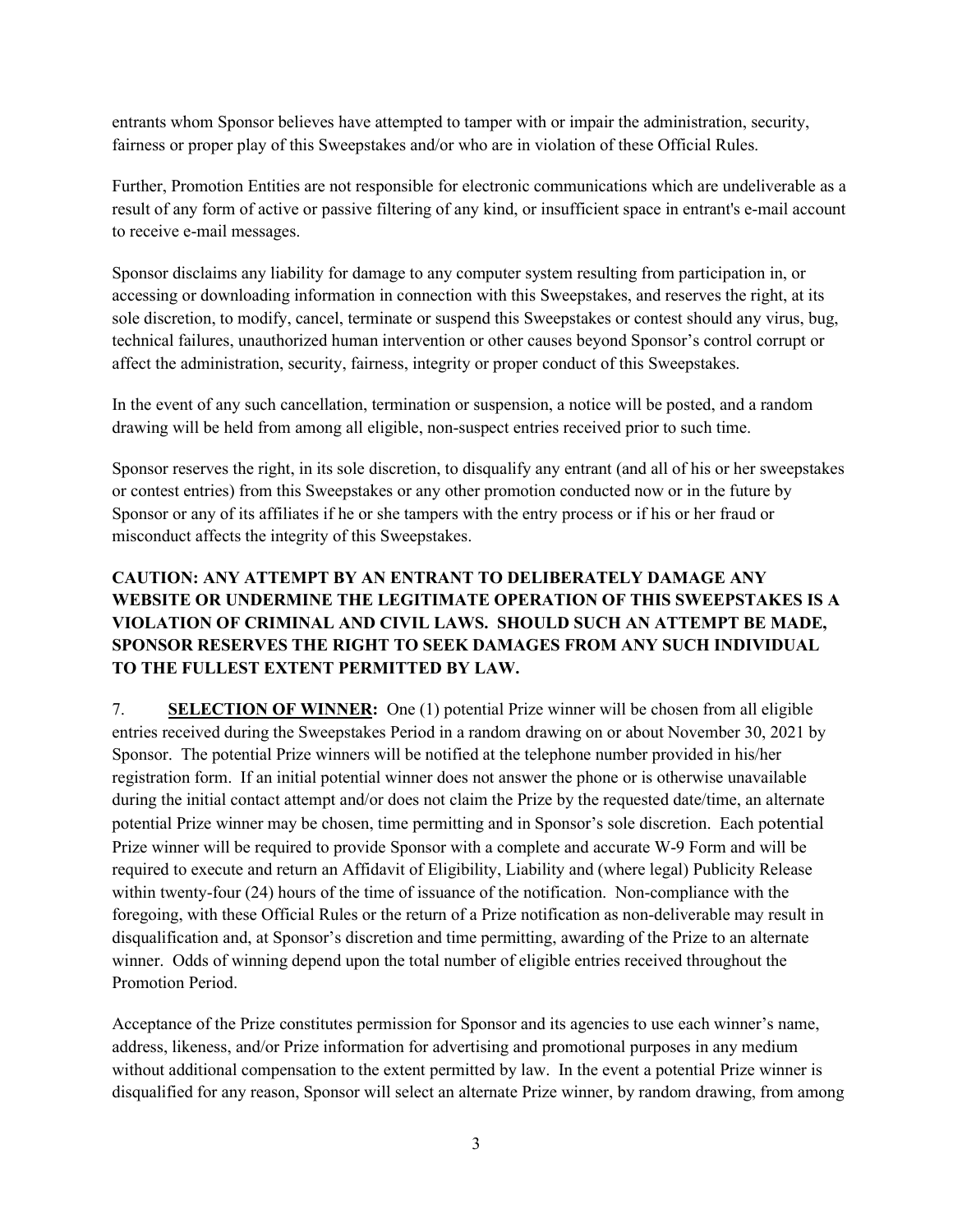entrants whom Sponsor believes have attempted to tamper with or impair the administration, security, fairness or proper play of this Sweepstakes and/or who are in violation of these Official Rules.

Further, Promotion Entities are not responsible for electronic communications which are undeliverable as a result of any form of active or passive filtering of any kind, or insufficient space in entrant's e-mail account to receive e-mail messages.

Sponsor disclaims any liability for damage to any computer system resulting from participation in, or accessing or downloading information in connection with this Sweepstakes, and reserves the right, at its sole discretion, to modify, cancel, terminate or suspend this Sweepstakes or contest should any virus, bug, technical failures, unauthorized human intervention or other causes beyond Sponsor's control corrupt or affect the administration, security, fairness, integrity or proper conduct of this Sweepstakes.

In the event of any such cancellation, termination or suspension, a notice will be posted, and a random drawing will be held from among all eligible, non-suspect entries received prior to such time.

Sponsor reserves the right, in its sole discretion, to disqualify any entrant (and all of his or her sweepstakes or contest entries) from this Sweepstakes or any other promotion conducted now or in the future by Sponsor or any of its affiliates if he or she tampers with the entry process or if his or her fraud or misconduct affects the integrity of this Sweepstakes.

**CAUTION: ANY ATTEMPT BY AN ENTRANT TO DELIBERATELY DAMAGE ANY WEBSITE OR UNDERMINE THE LEGITIMATE OPERATION OF THIS SWEEPSTAKES IS A VIOLATION OF CRIMINAL AND CIVIL LAWS. SHOULD SUCH AN ATTEMPT BE MADE, SPONSOR RESERVES THE RIGHT TO SEEK DAMAGES FROM ANY SUCH INDIVIDUAL TO THE FULLEST EXTENT PERMITTED BY LAW.**

7. **SELECTION OF WINNER:** One (1) potential Prize winner will be chosen from all eligible entries received during the Sweepstakes Period in a random drawing on or about November 30, 2021 by Sponsor. The potential Prize winners will be notified at the telephone number provided in his/her registration form. If an initial potential winner does not answer the phone or is otherwise unavailable during the initial contact attempt and/or does not claim the Prize by the requested date/time, an alternate potential Prize winner may be chosen, time permitting and in Sponsor's sole discretion. Each potential Prize winner will be required to provide Sponsor with a complete and accurate W-9 Form and will be required to execute and return an Affidavit of Eligibility, Liability and (where legal) Publicity Release within twenty-four (24) hours of the time of issuance of the notification. Non-compliance with the foregoing, with these Official Rules or the return of a Prize notification as non-deliverable may result in disqualification and, at Sponsor's discretion and time permitting, awarding of the Prize to an alternate winner. Odds of winning depend upon the total number of eligible entries received throughout the Promotion Period.

Acceptance of the Prize constitutes permission for Sponsor and its agencies to use each winner's name, address, likeness, and/or Prize information for advertising and promotional purposes in any medium without additional compensation to the extent permitted by law. In the event a potential Prize winner is disqualified for any reason, Sponsor will select an alternate Prize winner, by random drawing, from among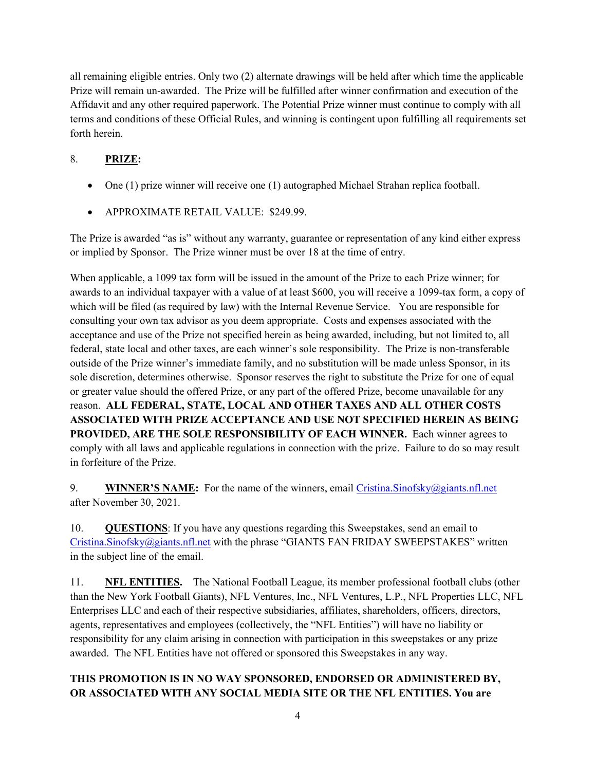all remaining eligible entries. Only two (2) alternate drawings will be held after which time the applicable Prize will remain un-awarded. The Prize will be fulfilled after winner confirmation and execution of the Affidavit and any other required paperwork. The Potential Prize winner must continue to comply with all terms and conditions of these Official Rules, and winning is contingent upon fulfilling all requirements set forth herein.

8. **PRIZE:**

- One (1) prize winner will receive one (1) autographed Michael Strahan replica football.
- APPROXIMATE RETAIL VALUE: $249.99.

The Prize is awarded "as is" without any warranty, guarantee or representation of any kind either express or implied by Sponsor. The Prize winner must be over 18 at the time of entry.

When applicable, a 1099 tax form will be issued in the amount of the Prize to each Prize winner; for awards to an individual taxpayer with a value of at least $600, you will receive a 1099-tax form, a copy of which will be filed (as required by law) with the Internal Revenue Service. You are responsible for consulting your own tax advisor as you deem appropriate. Costs and expenses associated with the acceptance and use of the Prize not specified herein as being awarded, including, but not limited to, all federal, state local and other taxes, are each winner's sole responsibility. The Prize is non-transferable outside of the Prize winner's immediate family, and no substitution will be made unless Sponsor, in its sole discretion, determines otherwise. Sponsor reserves the right to substitute the Prize for one of equal or greater value should the offered Prize, or any part of the offered Prize, become unavailable for any reason. **ALL FEDERAL, STATE, LOCAL AND OTHER TAXES AND ALL OTHER COSTS ASSOCIATED WITH PRIZE ACCEPTANCE AND USE NOT SPECIFIED HEREIN AS BEING PROVIDED, ARE THE SOLE RESPONSIBILITY OF EACH WINNER.** Each winner agrees to comply with all laws and applicable regulations in connection with the prize. Failure to do so may result in forfeiture of the Prize.

9. **WINNER'S NAME:** For the name of the winners, email Cristina.Sinofsky@giants.nfl.net after November 30, 2021.

10. **QUESTIONS**: If you have any questions regarding this Sweepstakes, send an email to Cristina.Sinofsky@giants.nfl.net with the phrase "GIANTS FAN FRIDAY SWEEPSTAKES" written in the subject line of the email.

11. **NFL ENTITIES.** The National Football League, its member professional football clubs (other than the New York Football Giants), NFL Ventures, Inc., NFL Ventures, L.P., NFL Properties LLC, NFL Enterprises LLC and each of their respective subsidiaries, affiliates, shareholders, officers, directors, agents, representatives and employees (collectively, the "NFL Entities") will have no liability or responsibility for any claim arising in connection with participation in this sweepstakes or any prize awarded. The NFL Entities have not offered or sponsored this Sweepstakes in any way.

**THIS PROMOTION IS IN NO WAY SPONSORED, ENDORSED OR ADMINISTERED BY, OR ASSOCIATED WITH ANY SOCIAL MEDIA SITE OR THE NFL ENTITIES. You are**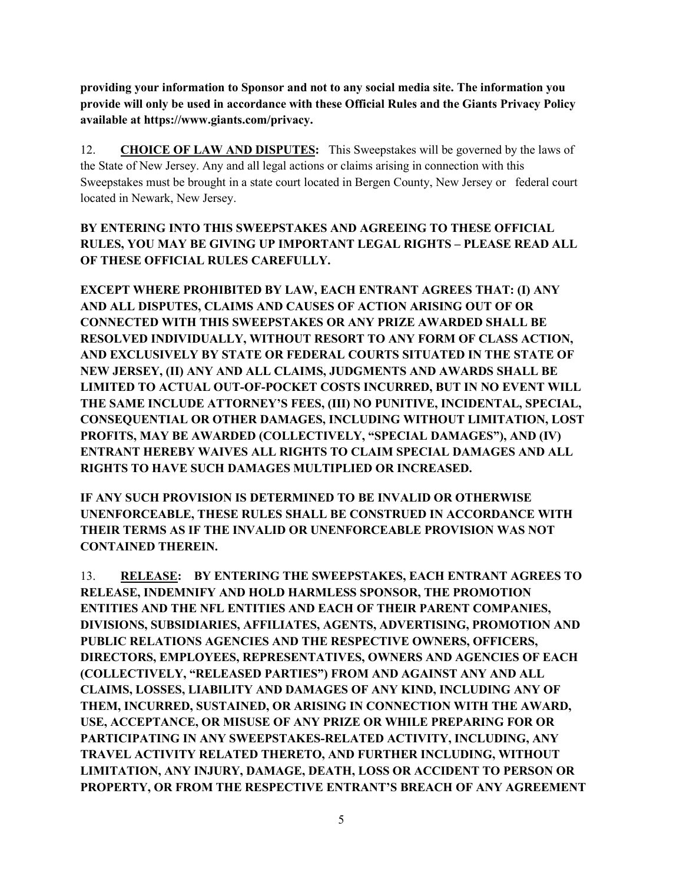**providing your information to Sponsor and not to any social media site. The information you provide will only be used in accordance with these Official Rules and the Giants Privacy Policy available at https://www.giants.com/privacy.**

12. **<u>CHOICE OF LAW AND DISPUTES</u>:** This Sweepstakes will be governed by the laws of the State of New Jersey. Any and all legal actions or claims arising in connection with this Sweepstakes must be brought in a state court located in Bergen County, New Jersey or federal court located in Newark, New Jersey.

**BY ENTERING INTO THIS SWEEPSTAKES AND AGREEING TO THESE OFFICIAL RULES, YOU MAY BE GIVING UP IMPORTANT LEGAL RIGHTS – PLEASE READ ALL OF THESE OFFICIAL RULES CAREFULLY.**

**EXCEPT WHERE PROHIBITED BY LAW, EACH ENTRANT AGREES THAT: (I) ANY AND ALL DISPUTES, CLAIMS AND CAUSES OF ACTION ARISING OUT OF OR CONNECTED WITH THIS SWEEPSTAKES OR ANY PRIZE AWARDED SHALL BE RESOLVED INDIVIDUALLY, WITHOUT RESORT TO ANY FORM OF CLASS ACTION, AND EXCLUSIVELY BY STATE OR FEDERAL COURTS SITUATED IN THE STATE OF NEW JERSEY, (II) ANY AND ALL CLAIMS, JUDGMENTS AND AWARDS SHALL BE LIMITED TO ACTUAL OUT-OF-POCKET COSTS INCURRED, BUT IN NO EVENT WILL THE SAME INCLUDE ATTORNEY'S FEES, (III) NO PUNITIVE, INCIDENTAL, SPECIAL, CONSEQUENTIAL OR OTHER DAMAGES, INCLUDING WITHOUT LIMITATION, LOST PROFITS, MAY BE AWARDED (COLLECTIVELY, "SPECIAL DAMAGES"), AND (IV) ENTRANT HEREBY WAIVES ALL RIGHTS TO CLAIM SPECIAL DAMAGES AND ALL RIGHTS TO HAVE SUCH DAMAGES MULTIPLIED OR INCREASED.**

**IF ANY SUCH PROVISION IS DETERMINED TO BE INVALID OR OTHERWISE UNENFORCEABLE, THESE RULES SHALL BE CONSTRUED IN ACCORDANCE WITH THEIR TERMS AS IF THE INVALID OR UNENFORCEABLE PROVISION WAS NOT CONTAINED THEREIN.**

13. **<u>RELEASE</u>: BY ENTERING THE SWEEPSTAKES, EACH ENTRANT AGREES TO RELEASE, INDEMNIFY AND HOLD HARMLESS SPONSOR, THE PROMOTION ENTITIES AND THE NFL ENTITIES AND EACH OF THEIR PARENT COMPANIES, DIVISIONS, SUBSIDIARIES, AFFILIATES, AGENTS, ADVERTISING, PROMOTION AND PUBLIC RELATIONS AGENCIES AND THE RESPECTIVE OWNERS, OFFICERS, DIRECTORS, EMPLOYEES, REPRESENTATIVES, OWNERS AND AGENCIES OF EACH (COLLECTIVELY, "RELEASED PARTIES") FROM AND AGAINST ANY AND ALL CLAIMS, LOSSES, LIABILITY AND DAMAGES OF ANY KIND, INCLUDING ANY OF THEM, INCURRED, SUSTAINED, OR ARISING IN CONNECTION WITH THE AWARD, USE, ACCEPTANCE, OR MISUSE OF ANY PRIZE OR WHILE PREPARING FOR OR PARTICIPATING IN ANY SWEEPSTAKES-RELATED ACTIVITY, INCLUDING, ANY TRAVEL ACTIVITY RELATED THERETO, AND FURTHER INCLUDING, WITHOUT LIMITATION, ANY INJURY, DAMAGE, DEATH, LOSS OR ACCIDENT TO PERSON OR PROPERTY, OR FROM THE RESPECTIVE ENTRANT'S BREACH OF ANY AGREEMENT**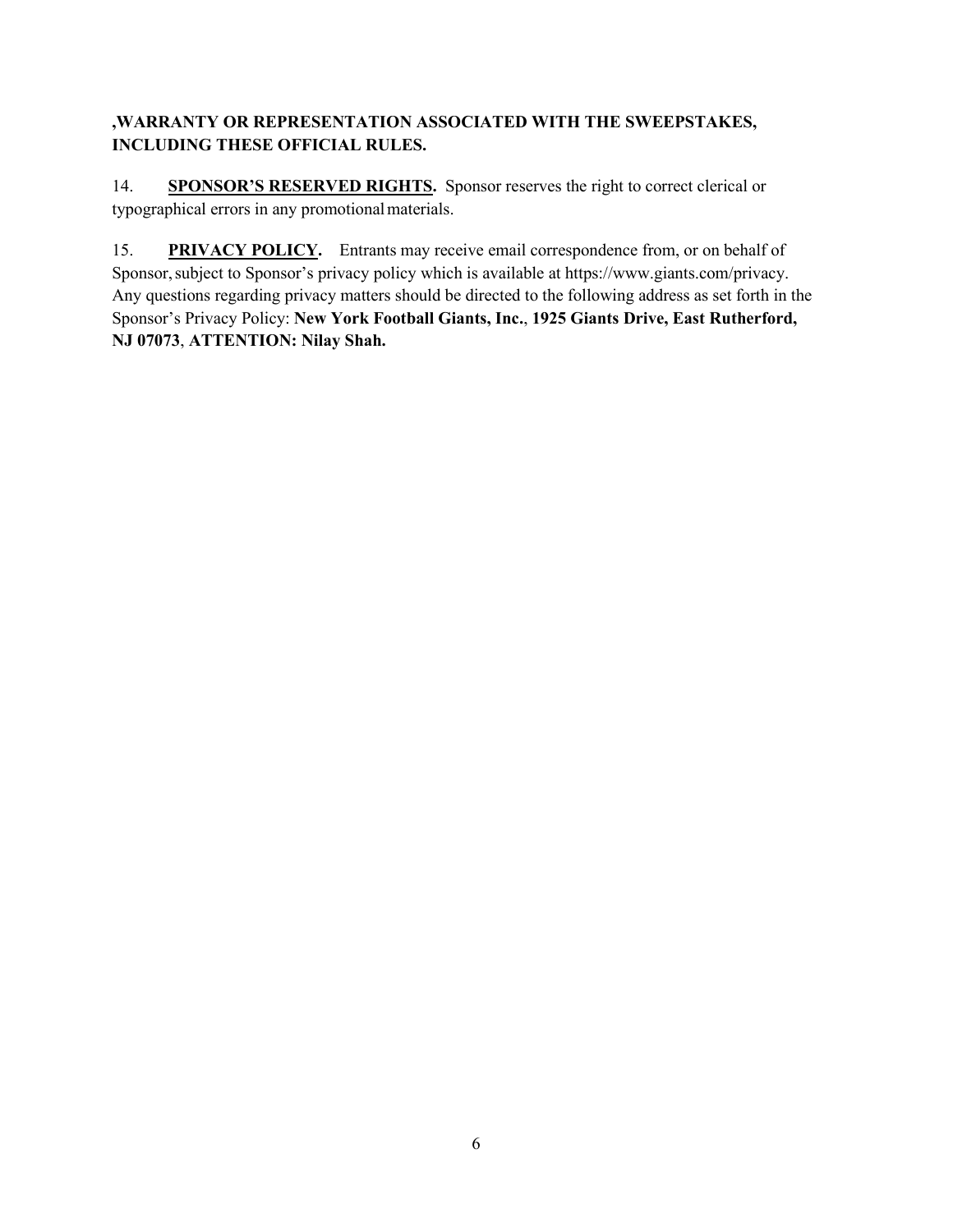**,WARRANTY OR REPRESENTATION ASSOCIATED WITH THE SWEEPSTAKES, INCLUDING THESE OFFICIAL RULES.**

14. **SPONSOR'S RESERVED RIGHTS.** Sponsor reserves the right to correct clerical or typographical errors in any promotional materials.

15. **PRIVACY POLICY.** Entrants may receive email correspondence from, or on behalf of Sponsor, subject to Sponsor's privacy policy which is available at https://www.giants.com/privacy. Any questions regarding privacy matters should be directed to the following address as set forth in the Sponsor's Privacy Policy: **New York Football Giants, Inc.**, **1925 Giants Drive, East Rutherford, NJ 07073**, **ATTENTION: Nilay Shah.**